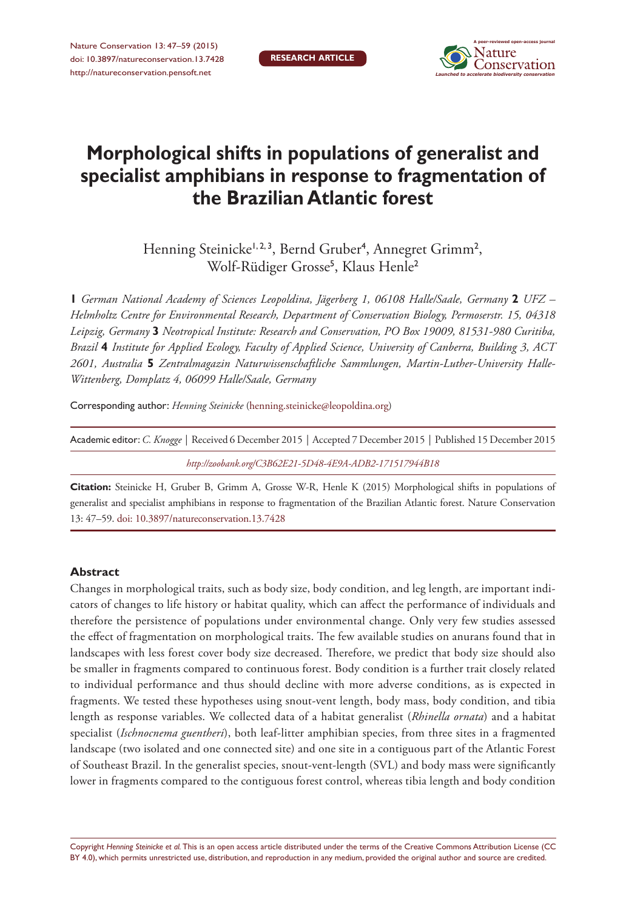RESEARCH ARTICLE

# Morphological shifts in populations of generalist and specialist amphibians in response to fragmentation of the Brazilian Atlantic forest

Henning Steinicke[1,2,3], Bernd Gruber[4], Annegret Grimm[2], Wolf-Rüdiger Grosse[5], Klaus Henle[2]

**1** *German National Academy of Sciences Leopoldina, Jägerberg 1, 06108 Halle/Saale, Germany* **2** *UFZ – Helmholtz Centre for Environmental Research, Department of Conservation Biology, Permoserstr. 15, 04318 Leipzig, Germany* **3** *Neotropical Institute: Research and Conservation, PO Box 19009, 81531-980 Curitiba, Brazil* **4** *Institute for Applied Ecology, Faculty of Applied Science, University of Canberra, Building 3, ACT 2601, Australia* **5** *Zentralmagazin Naturwissenschaftliche Sammlungen, Martin-Luther-University Halle-Wittenberg, Domplatz 4, 06099 Halle/Saale, Germany*

Corresponding author: *Henning Steinicke* (henning.steinicke@leopoldina.org)

Academic editor: *C. Knogge* | Received 6 December 2015 | Accepted 7 December 2015 | Published 15 December 2015

*http://zoobank.org/C3B62E21-5D48-4E9A-ADB2-171517944B18*

**Citation:** Steinicke H, Gruber B, Grimm A, Grosse W-R, Henle K (2015) Morphological shifts in populations of generalist and specialist amphibians in response to fragmentation of the Brazilian Atlantic forest. Nature Conservation 13: 47–59. doi: 10.3897/natureconservation.13.7428

## Abstract

Changes in morphological traits, such as body size, body condition, and leg length, are important indicators of changes to life history or habitat quality, which can affect the performance of individuals and therefore the persistence of populations under environmental change. Only very few studies assessed the effect of fragmentation on morphological traits. The few available studies on anurans found that in landscapes with less forest cover body size decreased. Therefore, we predict that body size should also be smaller in fragments compared to continuous forest. Body condition is a further trait closely related to individual performance and thus should decline with more adverse conditions, as is expected in fragments. We tested these hypotheses using snout-vent length, body mass, body condition, and tibia length as response variables. We collected data of a habitat generalist (*Rhinella ornata*) and a habitat specialist (*Ischnocnema guentheri*), both leaf-litter amphibian species, from three sites in a fragmented landscape (two isolated and one connected site) and one site in a contiguous part of the Atlantic Forest of Southeast Brazil. In the generalist species, snout-vent-length (SVL) and body mass were significantly lower in fragments compared to the contiguous forest control, whereas tibia length and body condition

Copyright *Henning Steinicke et al.* This is an open access article distributed under the terms of the Creative Commons Attribution License (CC BY 4.0), which permits unrestricted use, distribution, and reproduction in any medium, provided the original author and source are credited.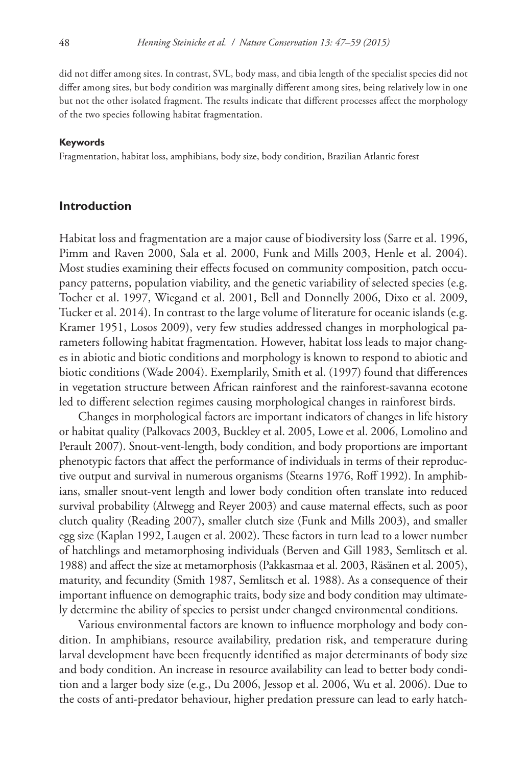did not differ among sites. In contrast, SVL, body mass, and tibia length of the specialist species did not differ among sites, but body condition was marginally different among sites, being relatively low in one but not the other isolated fragment. The results indicate that different processes affect the morphology of the two species following habitat fragmentation.

#### Keywords

Fragmentation, habitat loss, amphibians, body size, body condition, Brazilian Atlantic forest

## Introduction

Habitat loss and fragmentation are a major cause of biodiversity loss (Sarre et al. 1996, Pimm and Raven 2000, Sala et al. 2000, Funk and Mills 2003, Henle et al. 2004). Most studies examining their effects focused on community composition, patch occupancy patterns, population viability, and the genetic variability of selected species (e.g. Tocher et al. 1997, Wiegand et al. 2001, Bell and Donnelly 2006, Dixo et al. 2009, Tucker et al. 2014). In contrast to the large volume of literature for oceanic islands (e.g. Kramer 1951, Losos 2009), very few studies addressed changes in morphological parameters following habitat fragmentation. However, habitat loss leads to major changes in abiotic and biotic conditions and morphology is known to respond to abiotic and biotic conditions (Wade 2004). Exemplarily, Smith et al. (1997) found that differences in vegetation structure between African rainforest and the rainforest-savanna ecotone led to different selection regimes causing morphological changes in rainforest birds.

Changes in morphological factors are important indicators of changes in life history or habitat quality (Palkovacs 2003, Buckley et al. 2005, Lowe et al. 2006, Lomolino and Perault 2007). Snout-vent-length, body condition, and body proportions are important phenotypic factors that affect the performance of individuals in terms of their reproductive output and survival in numerous organisms (Stearns 1976, Roff 1992). In amphibians, smaller snout-vent length and lower body condition often translate into reduced survival probability (Altwegg and Reyer 2003) and cause maternal effects, such as poor clutch quality (Reading 2007), smaller clutch size (Funk and Mills 2003), and smaller egg size (Kaplan 1992, Laugen et al. 2002). These factors in turn lead to a lower number of hatchlings and metamorphosing individuals (Berven and Gill 1983, Semlitsch et al. 1988) and affect the size at metamorphosis (Pakkasmaa et al. 2003, Räsänen et al. 2005), maturity, and fecundity (Smith 1987, Semlitsch et al. 1988). As a consequence of their important influence on demographic traits, body size and body condition may ultimately determine the ability of species to persist under changed environmental conditions.

Various environmental factors are known to influence morphology and body condition. In amphibians, resource availability, predation risk, and temperature during larval development have been frequently identified as major determinants of body size and body condition. An increase in resource availability can lead to better body condition and a larger body size (e.g., Du 2006, Jessop et al. 2006, Wu et al. 2006). Due to the costs of anti-predator behaviour, higher predation pressure can lead to early hatch-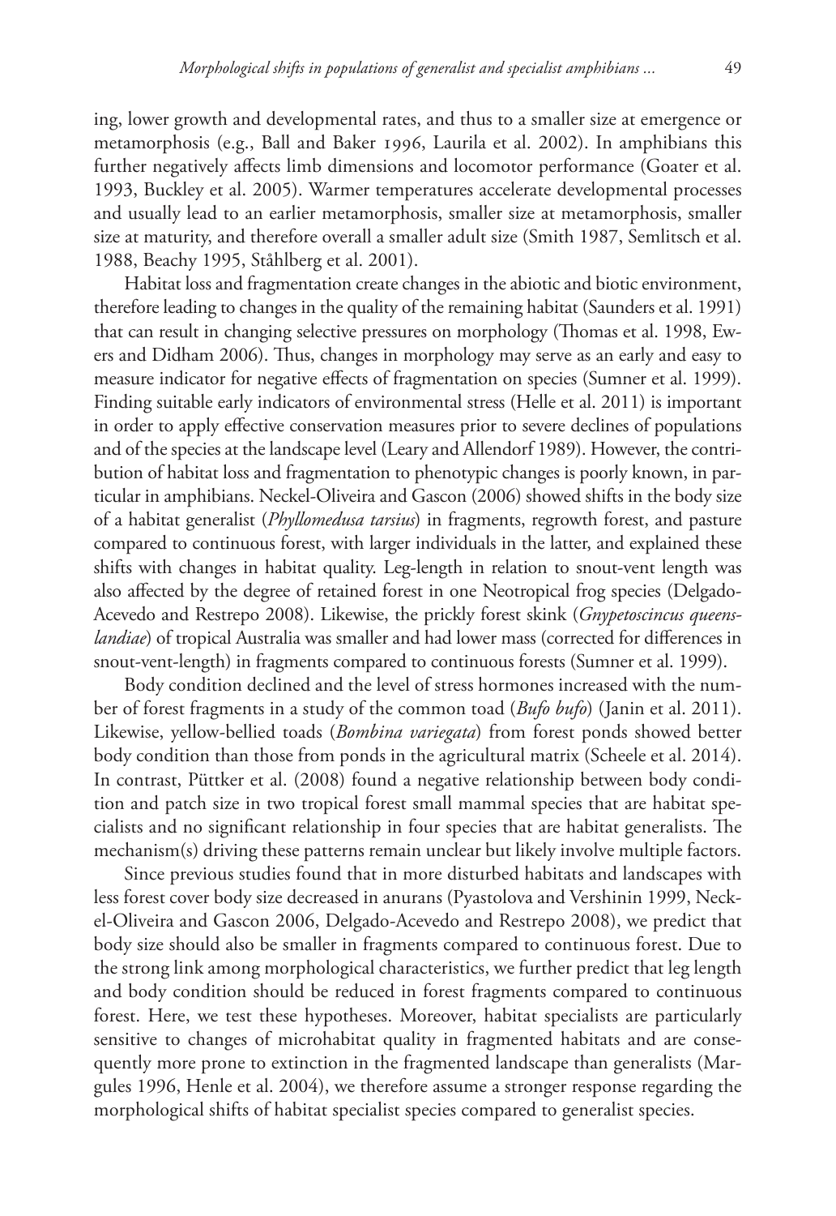ing, lower growth and developmental rates, and thus to a smaller size at emergence or metamorphosis (e.g., Ball and Baker 1996, Laurila et al. 2002). In amphibians this further negatively affects limb dimensions and locomotor performance (Goater et al. 1993, Buckley et al. 2005). Warmer temperatures accelerate developmental processes and usually lead to an earlier metamorphosis, smaller size at metamorphosis, smaller size at maturity, and therefore overall a smaller adult size (Smith 1987, Semlitsch et al. 1988, Beachy 1995, Ståhlberg et al. 2001).

Habitat loss and fragmentation create changes in the abiotic and biotic environment, therefore leading to changes in the quality of the remaining habitat (Saunders et al. 1991) that can result in changing selective pressures on morphology (Thomas et al. 1998, Ewers and Didham 2006). Thus, changes in morphology may serve as an early and easy to measure indicator for negative effects of fragmentation on species (Sumner et al. 1999). Finding suitable early indicators of environmental stress (Helle et al. 2011) is important in order to apply effective conservation measures prior to severe declines of populations and of the species at the landscape level (Leary and Allendorf 1989). However, the contribution of habitat loss and fragmentation to phenotypic changes is poorly known, in particular in amphibians. Neckel-Oliveira and Gascon (2006) showed shifts in the body size of a habitat generalist (*Phyllomedusa tarsius*) in fragments, regrowth forest, and pasture compared to continuous forest, with larger individuals in the latter, and explained these shifts with changes in habitat quality. Leg-length in relation to snout-vent length was also affected by the degree of retained forest in one Neotropical frog species (Delgado-Acevedo and Restrepo 2008). Likewise, the prickly forest skink (*Gnypetoscincus queenslandiae*) of tropical Australia was smaller and had lower mass (corrected for differences in snout-vent-length) in fragments compared to continuous forests (Sumner et al. 1999).

Body condition declined and the level of stress hormones increased with the number of forest fragments in a study of the common toad (*Bufo bufo*) (Janin et al. 2011). Likewise, yellow-bellied toads (*Bombina variegata*) from forest ponds showed better body condition than those from ponds in the agricultural matrix (Scheele et al. 2014). In contrast, Püttker et al. (2008) found a negative relationship between body condition and patch size in two tropical forest small mammal species that are habitat specialists and no significant relationship in four species that are habitat generalists. The mechanism(s) driving these patterns remain unclear but likely involve multiple factors.

Since previous studies found that in more disturbed habitats and landscapes with less forest cover body size decreased in anurans (Pyastolova and Vershinin 1999, Neckel-Oliveira and Gascon 2006, Delgado-Acevedo and Restrepo 2008), we predict that body size should also be smaller in fragments compared to continuous forest. Due to the strong link among morphological characteristics, we further predict that leg length and body condition should be reduced in forest fragments compared to continuous forest. Here, we test these hypotheses. Moreover, habitat specialists are particularly sensitive to changes of microhabitat quality in fragmented habitats and are consequently more prone to extinction in the fragmented landscape than generalists (Margules 1996, Henle et al. 2004), we therefore assume a stronger response regarding the morphological shifts of habitat specialist species compared to generalist species.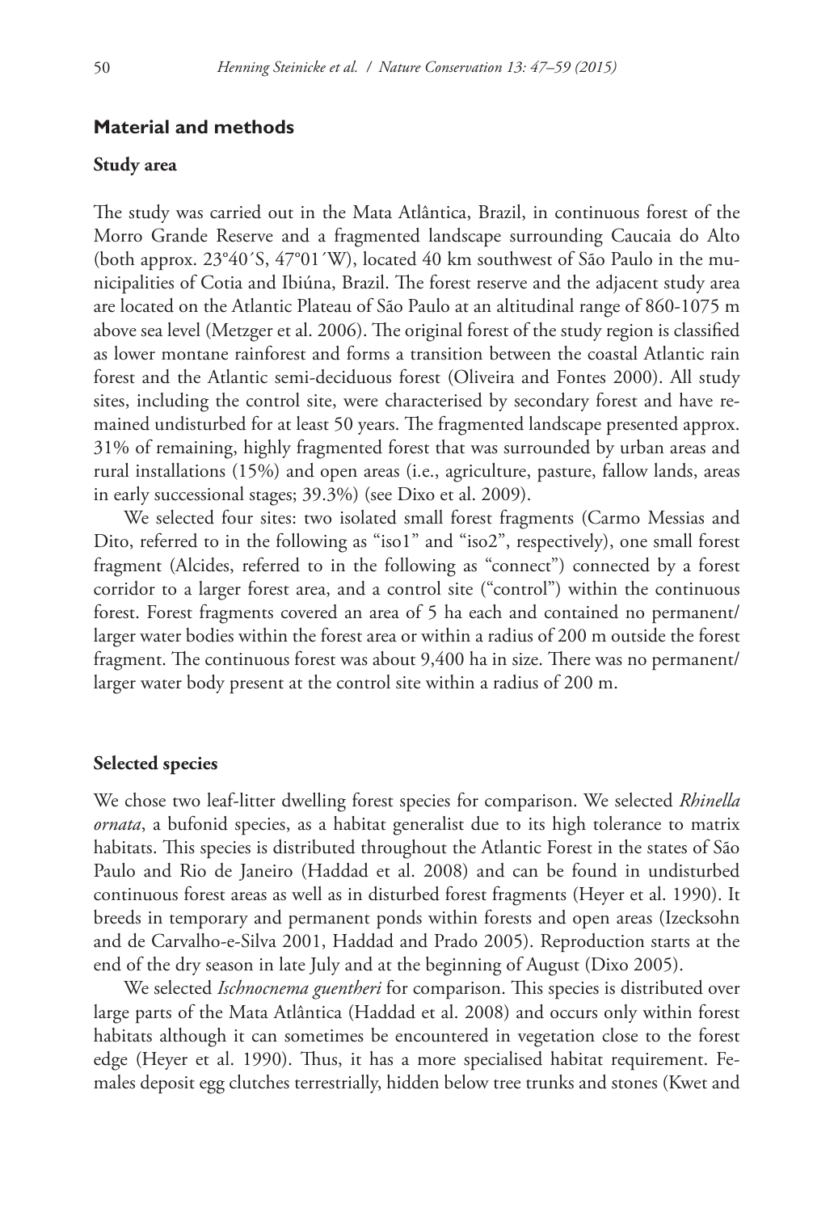## Material and methods

### Study area

The study was carried out in the Mata Atlântica, Brazil, in continuous forest of the Morro Grande Reserve and a fragmented landscape surrounding Caucaia do Alto (both approx. 23°40´S, 47°01´W), located 40 km southwest of São Paulo in the municipalities of Cotia and Ibiúna, Brazil. The forest reserve and the adjacent study area are located on the Atlantic Plateau of São Paulo at an altitudinal range of 860-1075 m above sea level (Metzger et al. 2006). The original forest of the study region is classified as lower montane rainforest and forms a transition between the coastal Atlantic rain forest and the Atlantic semi-deciduous forest (Oliveira and Fontes 2000). All study sites, including the control site, were characterised by secondary forest and have remained undisturbed for at least 50 years. The fragmented landscape presented approx. 31% of remaining, highly fragmented forest that was surrounded by urban areas and rural installations (15%) and open areas (i.e., agriculture, pasture, fallow lands, areas in early successional stages; 39.3%) (see Dixo et al. 2009).

We selected four sites: two isolated small forest fragments (Carmo Messias and Dito, referred to in the following as "iso1" and "iso2", respectively), one small forest fragment (Alcides, referred to in the following as "connect") connected by a forest corridor to a larger forest area, and a control site ("control") within the continuous forest. Forest fragments covered an area of 5 ha each and contained no permanent/larger water bodies within the forest area or within a radius of 200 m outside the forest fragment. The continuous forest was about 9,400 ha in size. There was no permanent/larger water body present at the control site within a radius of 200 m.

### Selected species

We chose two leaf-litter dwelling forest species for comparison. We selected *Rhinella ornata*, a bufonid species, as a habitat generalist due to its high tolerance to matrix habitats. This species is distributed throughout the Atlantic Forest in the states of São Paulo and Rio de Janeiro (Haddad et al. 2008) and can be found in undisturbed continuous forest areas as well as in disturbed forest fragments (Heyer et al. 1990). It breeds in temporary and permanent ponds within forests and open areas (Izecksohn and de Carvalho-e-Silva 2001, Haddad and Prado 2005). Reproduction starts at the end of the dry season in late July and at the beginning of August (Dixo 2005).

We selected *Ischnocnema guentheri* for comparison. This species is distributed over large parts of the Mata Atlântica (Haddad et al. 2008) and occurs only within forest habitats although it can sometimes be encountered in vegetation close to the forest edge (Heyer et al. 1990). Thus, it has a more specialised habitat requirement. Females deposit egg clutches terrestrially, hidden below tree trunks and stones (Kwet and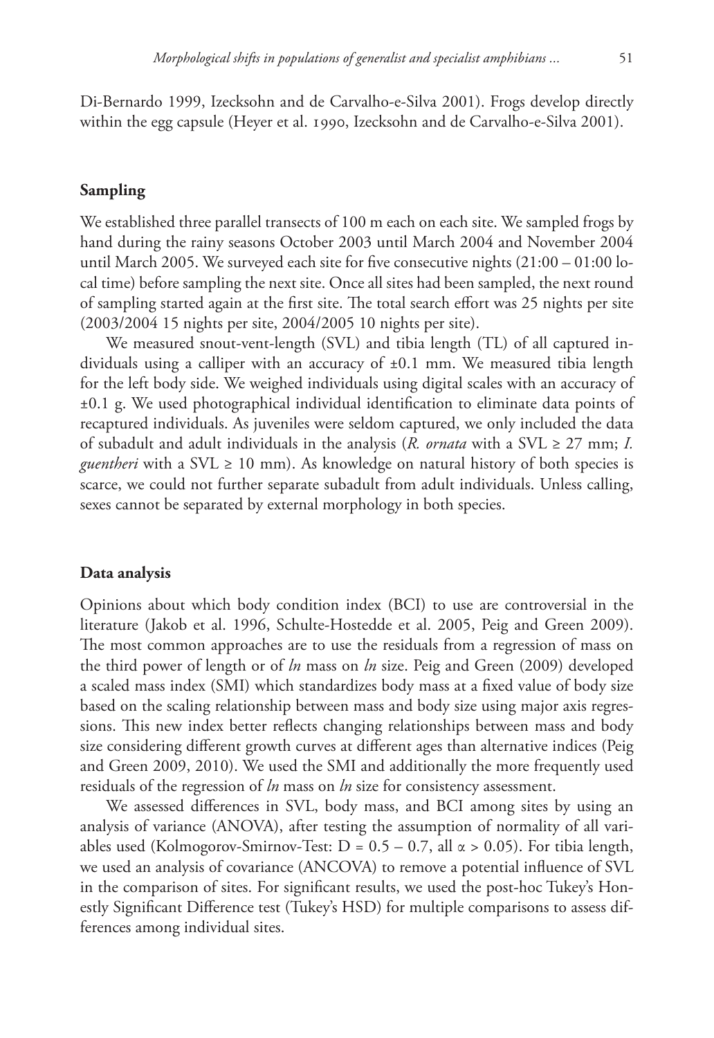Di-Bernardo 1999, Izecksohn and de Carvalho-e-Silva 2001). Frogs develop directly within the egg capsule (Heyer et al. 1990, Izecksohn and de Carvalho-e-Silva 2001).

## Sampling

We established three parallel transects of 100 m each on each site. We sampled frogs by hand during the rainy seasons October 2003 until March 2004 and November 2004 until March 2005. We surveyed each site for five consecutive nights (21:00 – 01:00 local time) before sampling the next site. Once all sites had been sampled, the next round of sampling started again at the first site. The total search effort was 25 nights per site (2003/2004 15 nights per site, 2004/2005 10 nights per site).

We measured snout-vent-length (SVL) and tibia length (TL) of all captured individuals using a calliper with an accuracy of ±0.1 mm. We measured tibia length for the left body side. We weighed individuals using digital scales with an accuracy of ±0.1 g. We used photographical individual identification to eliminate data points of recaptured individuals. As juveniles were seldom captured, we only included the data of subadult and adult individuals in the analysis (*R. ornata* with a SVL ≥ 27 mm; *I. guentheri* with a SVL ≥ 10 mm). As knowledge on natural history of both species is scarce, we could not further separate subadult from adult individuals. Unless calling, sexes cannot be separated by external morphology in both species.

## Data analysis

Opinions about which body condition index (BCI) to use are controversial in the literature (Jakob et al. 1996, Schulte-Hostedde et al. 2005, Peig and Green 2009). The most common approaches are to use the residuals from a regression of mass on the third power of length or of *ln* mass on *ln* size. Peig and Green (2009) developed a scaled mass index (SMI) which standardizes body mass at a fixed value of body size based on the scaling relationship between mass and body size using major axis regressions. This new index better reflects changing relationships between mass and body size considering different growth curves at different ages than alternative indices (Peig and Green 2009, 2010). We used the SMI and additionally the more frequently used residuals of the regression of *ln* mass on *ln* size for consistency assessment.

We assessed differences in SVL, body mass, and BCI among sites by using an analysis of variance (ANOVA), after testing the assumption of normality of all variables used (Kolmogorov-Smirnov-Test: $D = 0.5 – 0.7$, all $\alpha > 0.05$). For tibia length, we used an analysis of covariance (ANCOVA) to remove a potential influence of SVL in the comparison of sites. For significant results, we used the post-hoc Tukey's Honestly Significant Difference test (Tukey's HSD) for multiple comparisons to assess differences among individual sites.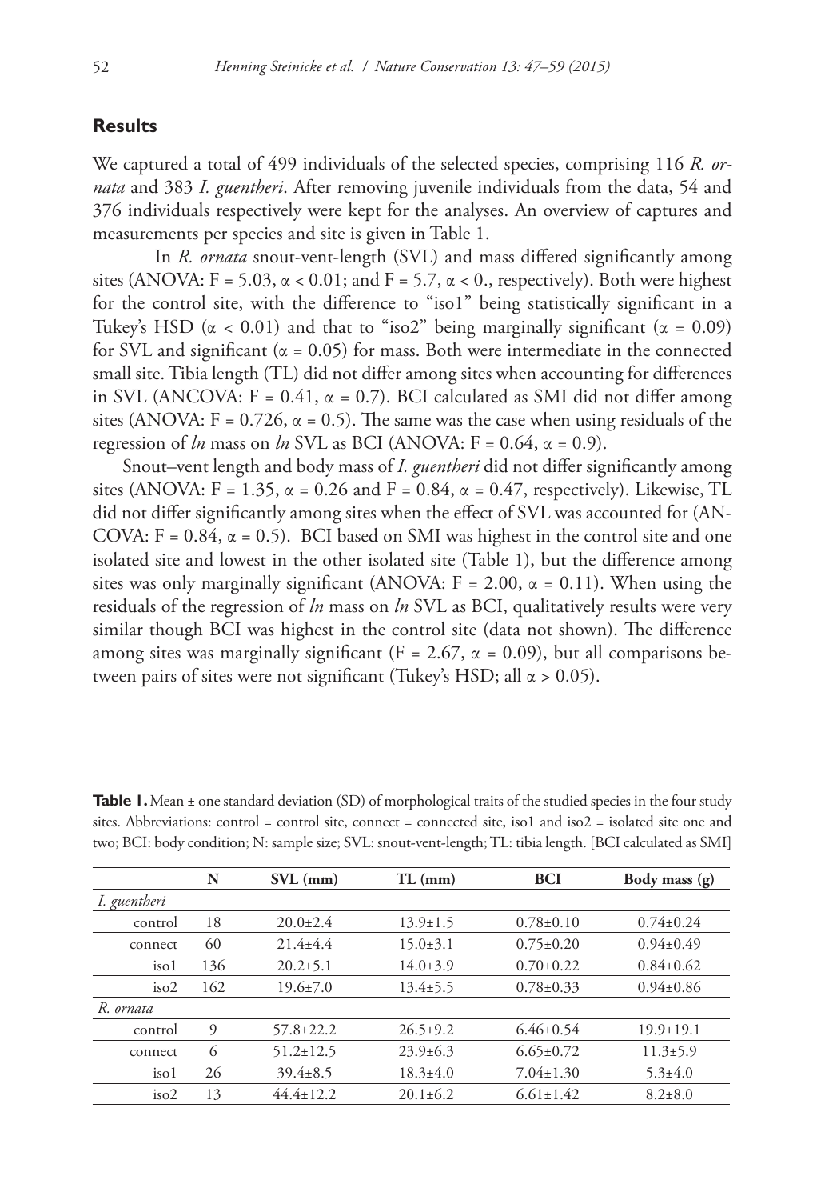## Results

We captured a total of 499 individuals of the selected species, comprising 116 *R. ornata* and 383 *I. guentheri*. After removing juvenile individuals from the data, 54 and 376 individuals respectively were kept for the analyses. An overview of captures and measurements per species and site is given in Table 1.

In *R. ornata* snout-vent-length (SVL) and mass differed significantly among sites (ANOVA: $F = 5.03$, $\alpha < 0.01$; and $F = 5.7$, $\alpha < 0.$, respectively). Both were highest for the control site, with the difference to "iso1" being statistically significant in a Tukey's HSD ($\alpha < 0.01$) and that to "iso2" being marginally significant ($\alpha = 0.09$) for SVL and significant ($\alpha = 0.05$) for mass. Both were intermediate in the connected small site. Tibia length (TL) did not differ among sites when accounting for differences in SVL (ANCOVA: $F = 0.41$, $\alpha = 0.7$). BCI calculated as SMI did not differ among sites (ANOVA: $F = 0.726$, $\alpha = 0.5$). The same was the case when using residuals of the regression of *ln* mass on *ln* SVL as BCI (ANOVA: $F = 0.64$, $\alpha = 0.9$).

Snout–vent length and body mass of *I. guentheri* did not differ significantly among sites (ANOVA: $F = 1.35$, $\alpha = 0.26$ and $F = 0.84$, $\alpha = 0.47$, respectively). Likewise, TL did not differ significantly among sites when the effect of SVL was accounted for (ANCOVA: $F = 0.84$, $\alpha = 0.5$). BCI based on SMI was highest in the control site and one isolated site and lowest in the other isolated site (Table 1), but the difference among sites was only marginally significant (ANOVA: $F = 2.00$, $\alpha = 0.11$). When using the residuals of the regression of *ln* mass on *ln* SVL as BCI, qualitatively results were very similar though BCI was highest in the control site (data not shown). The difference among sites was marginally significant ($F = 2.67$, $\alpha = 0.09$), but all comparisons between pairs of sites were not significant (Tukey's HSD; all $\alpha > 0.05$).

**Table 1.** Mean ± one standard deviation (SD) of morphological traits of the studied species in the four study sites. Abbreviations: control = control site, connect = connected site, iso1 and iso2 = isolated site one and two; BCI: body condition; N: sample size; SVL: snout-vent-length; TL: tibia length. [BCI calculated as SMI]

| | N | SVL (mm) | TL (mm) | BCI | Body mass (g) |
|---|---|---|---|---|---|
| *I. guentheri* | | | | | |
| control | 18 | 20.0±2.4 | 13.9±1.5 | 0.78±0.10 | 0.74±0.24 |
| connect | 60 | 21.4±4.4 | 15.0±3.1 | 0.75±0.20 | 0.94±0.49 |
| iso1 | 136 | 20.2±5.1 | 14.0±3.9 | 0.70±0.22 | 0.84±0.62 |
| iso2 | 162 | 19.6±7.0 | 13.4±5.5 | 0.78±0.33 | 0.94±0.86 |
| *R. ornata* | | | | | |
| control | 9 | 57.8±22.2 | 26.5±9.2 | 6.46±0.54 | 19.9±19.1 |
| connect | 6 | 51.2±12.5 | 23.9±6.3 | 6.65±0.72 | 11.3±5.9 |
| iso1 | 26 | 39.4±8.5 | 18.3±4.0 | 7.04±1.30 | 5.3±4.0 |
| iso2 | 13 | 44.4±12.2 | 20.1±6.2 | 6.61±1.42 | 8.2±8.0 |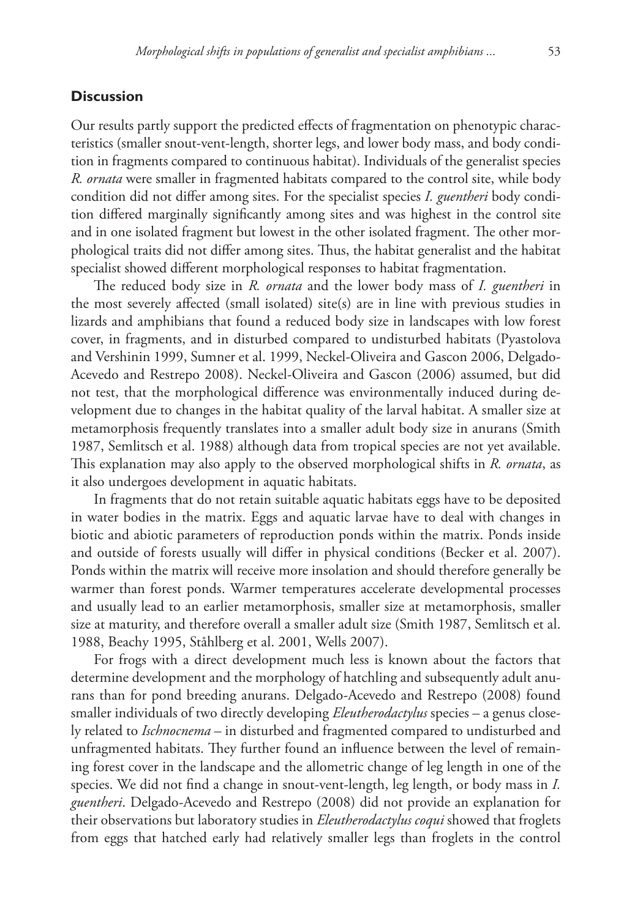## Discussion

Our results partly support the predicted effects of fragmentation on phenotypic characteristics (smaller snout-vent-length, shorter legs, and lower body mass, and body condition in fragments compared to continuous habitat). Individuals of the generalist species *R. ornata* were smaller in fragmented habitats compared to the control site, while body condition did not differ among sites. For the specialist species *I. guentheri* body condition differed marginally significantly among sites and was highest in the control site and in one isolated fragment but lowest in the other isolated fragment. The other morphological traits did not differ among sites. Thus, the habitat generalist and the habitat specialist showed different morphological responses to habitat fragmentation.

The reduced body size in *R. ornata* and the lower body mass of *I. guentheri* in the most severely affected (small isolated) site(s) are in line with previous studies in lizards and amphibians that found a reduced body size in landscapes with low forest cover, in fragments, and in disturbed compared to undisturbed habitats (Pyastolova and Vershinin 1999, Sumner et al. 1999, Neckel-Oliveira and Gascon 2006, Delgado-Acevedo and Restrepo 2008). Neckel-Oliveira and Gascon (2006) assumed, but did not test, that the morphological difference was environmentally induced during development due to changes in the habitat quality of the larval habitat. A smaller size at metamorphosis frequently translates into a smaller adult body size in anurans (Smith 1987, Semlitsch et al. 1988) although data from tropical species are not yet available. This explanation may also apply to the observed morphological shifts in *R. ornata*, as it also undergoes development in aquatic habitats.

In fragments that do not retain suitable aquatic habitats eggs have to be deposited in water bodies in the matrix. Eggs and aquatic larvae have to deal with changes in biotic and abiotic parameters of reproduction ponds within the matrix. Ponds inside and outside of forests usually will differ in physical conditions (Becker et al. 2007). Ponds within the matrix will receive more insolation and should therefore generally be warmer than forest ponds. Warmer temperatures accelerate developmental processes and usually lead to an earlier metamorphosis, smaller size at metamorphosis, smaller size at maturity, and therefore overall a smaller adult size (Smith 1987, Semlitsch et al. 1988, Beachy 1995, Ståhlberg et al. 2001, Wells 2007).

For frogs with a direct development much less is known about the factors that determine development and the morphology of hatchling and subsequently adult anurans than for pond breeding anurans. Delgado-Acevedo and Restrepo (2008) found smaller individuals of two directly developing *Eleutherodactylus* species – a genus closely related to *Ischnocnema* – in disturbed and fragmented compared to undisturbed and unfragmented habitats. They further found an influence between the level of remaining forest cover in the landscape and the allometric change of leg length in one of the species. We did not find a change in snout-vent-length, leg length, or body mass in *I. guentheri*. Delgado-Acevedo and Restrepo (2008) did not provide an explanation for their observations but laboratory studies in *Eleutherodactylus coqui* showed that froglets from eggs that hatched early had relatively smaller legs than froglets in the control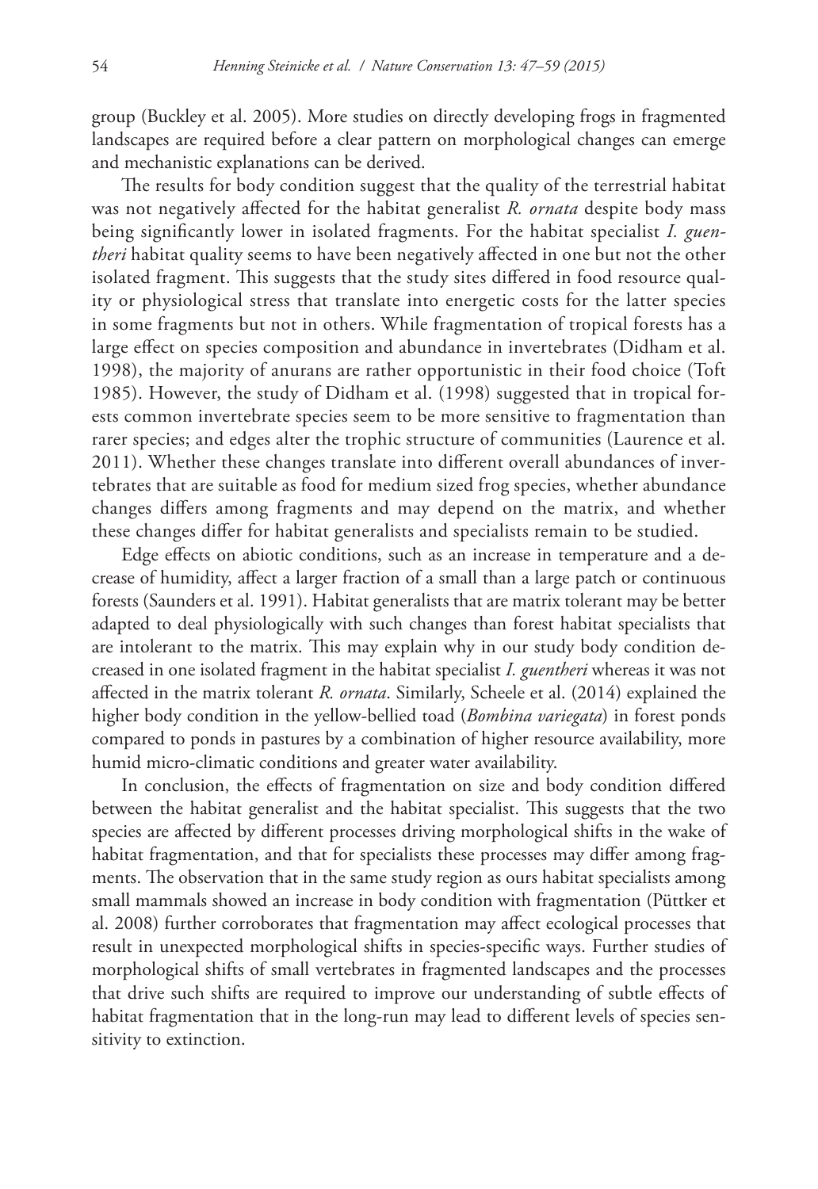group (Buckley et al. 2005). More studies on directly developing frogs in fragmented landscapes are required before a clear pattern on morphological changes can emerge and mechanistic explanations can be derived.

The results for body condition suggest that the quality of the terrestrial habitat was not negatively affected for the habitat generalist *R. ornata* despite body mass being significantly lower in isolated fragments. For the habitat specialist *I. guentheri* habitat quality seems to have been negatively affected in one but not the other isolated fragment. This suggests that the study sites differed in food resource quality or physiological stress that translate into energetic costs for the latter species in some fragments but not in others. While fragmentation of tropical forests has a large effect on species composition and abundance in invertebrates (Didham et al. 1998), the majority of anurans are rather opportunistic in their food choice (Toft 1985). However, the study of Didham et al. (1998) suggested that in tropical forests common invertebrate species seem to be more sensitive to fragmentation than rarer species; and edges alter the trophic structure of communities (Laurence et al. 2011). Whether these changes translate into different overall abundances of invertebrates that are suitable as food for medium sized frog species, whether abundance changes differs among fragments and may depend on the matrix, and whether these changes differ for habitat generalists and specialists remain to be studied.

Edge effects on abiotic conditions, such as an increase in temperature and a decrease of humidity, affect a larger fraction of a small than a large patch or continuous forests (Saunders et al. 1991). Habitat generalists that are matrix tolerant may be better adapted to deal physiologically with such changes than forest habitat specialists that are intolerant to the matrix. This may explain why in our study body condition decreased in one isolated fragment in the habitat specialist *I. guentheri* whereas it was not affected in the matrix tolerant *R. ornata*. Similarly, Scheele et al. (2014) explained the higher body condition in the yellow-bellied toad (*Bombina variegata*) in forest ponds compared to ponds in pastures by a combination of higher resource availability, more humid micro-climatic conditions and greater water availability.

In conclusion, the effects of fragmentation on size and body condition differed between the habitat generalist and the habitat specialist. This suggests that the two species are affected by different processes driving morphological shifts in the wake of habitat fragmentation, and that for specialists these processes may differ among fragments. The observation that in the same study region as ours habitat specialists among small mammals showed an increase in body condition with fragmentation (Püttker et al. 2008) further corroborates that fragmentation may affect ecological processes that result in unexpected morphological shifts in species-specific ways. Further studies of morphological shifts of small vertebrates in fragmented landscapes and the processes that drive such shifts are required to improve our understanding of subtle effects of habitat fragmentation that in the long-run may lead to different levels of species sensitivity to extinction.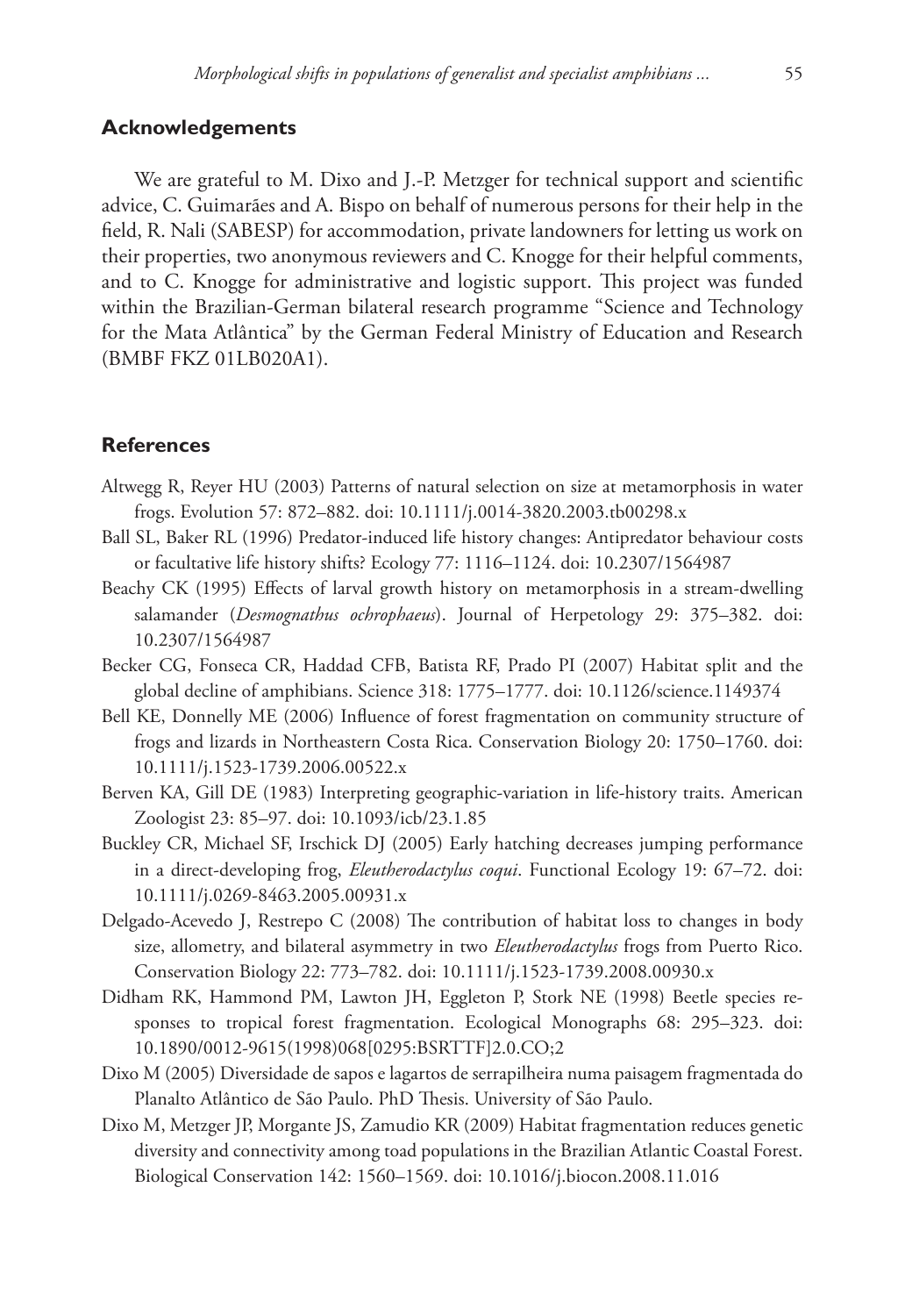## Acknowledgements

We are grateful to M. Dixo and J.-P. Metzger for technical support and scientific advice, C. Guimarães and A. Bispo on behalf of numerous persons for their help in the field, R. Nali (SABESP) for accommodation, private landowners for letting us work on their properties, two anonymous reviewers and C. Knogge for their helpful comments, and to C. Knogge for administrative and logistic support. This project was funded within the Brazilian-German bilateral research programme "Science and Technology for the Mata Atlântica" by the German Federal Ministry of Education and Research (BMBF FKZ 01LB020A1).

## References

Altwegg R, Reyer HU (2003) Patterns of natural selection on size at metamorphosis in water frogs. Evolution 57: 872–882. doi: 10.1111/j.0014-3820.2003.tb00298.x

Ball SL, Baker RL (1996) Predator-induced life history changes: Antipredator behaviour costs or facultative life history shifts? Ecology 77: 1116–1124. doi: 10.2307/1564987

Beachy CK (1995) Effects of larval growth history on metamorphosis in a stream-dwelling salamander (*Desmognathus ochrophaeus*). Journal of Herpetology 29: 375–382. doi: 10.2307/1564987

Becker CG, Fonseca CR, Haddad CFB, Batista RF, Prado PI (2007) Habitat split and the global decline of amphibians. Science 318: 1775–1777. doi: 10.1126/science.1149374

Bell KE, Donnelly ME (2006) Influence of forest fragmentation on community structure of frogs and lizards in Northeastern Costa Rica. Conservation Biology 20: 1750–1760. doi: 10.1111/j.1523-1739.2006.00522.x

Berven KA, Gill DE (1983) Interpreting geographic-variation in life-history traits. American Zoologist 23: 85–97. doi: 10.1093/icb/23.1.85

Buckley CR, Michael SF, Irschick DJ (2005) Early hatching decreases jumping performance in a direct-developing frog, *Eleutherodactylus coqui*. Functional Ecology 19: 67–72. doi: 10.1111/j.0269-8463.2005.00931.x

Delgado-Acevedo J, Restrepo C (2008) The contribution of habitat loss to changes in body size, allometry, and bilateral asymmetry in two *Eleutherodactylus* frogs from Puerto Rico. Conservation Biology 22: 773–782. doi: 10.1111/j.1523-1739.2008.00930.x

Didham RK, Hammond PM, Lawton JH, Eggleton P, Stork NE (1998) Beetle species responses to tropical forest fragmentation. Ecological Monographs 68: 295–323. doi: 10.1890/0012-9615(1998)068[0295:BSRTTF]2.0.CO;2

Dixo M (2005) Diversidade de sapos e lagartos de serrapilheira numa paisagem fragmentada do Planalto Atlântico de São Paulo. PhD Thesis. University of São Paulo.

Dixo M, Metzger JP, Morgante JS, Zamudio KR (2009) Habitat fragmentation reduces genetic diversity and connectivity among toad populations in the Brazilian Atlantic Coastal Forest. Biological Conservation 142: 1560–1569. doi: 10.1016/j.biocon.2008.11.016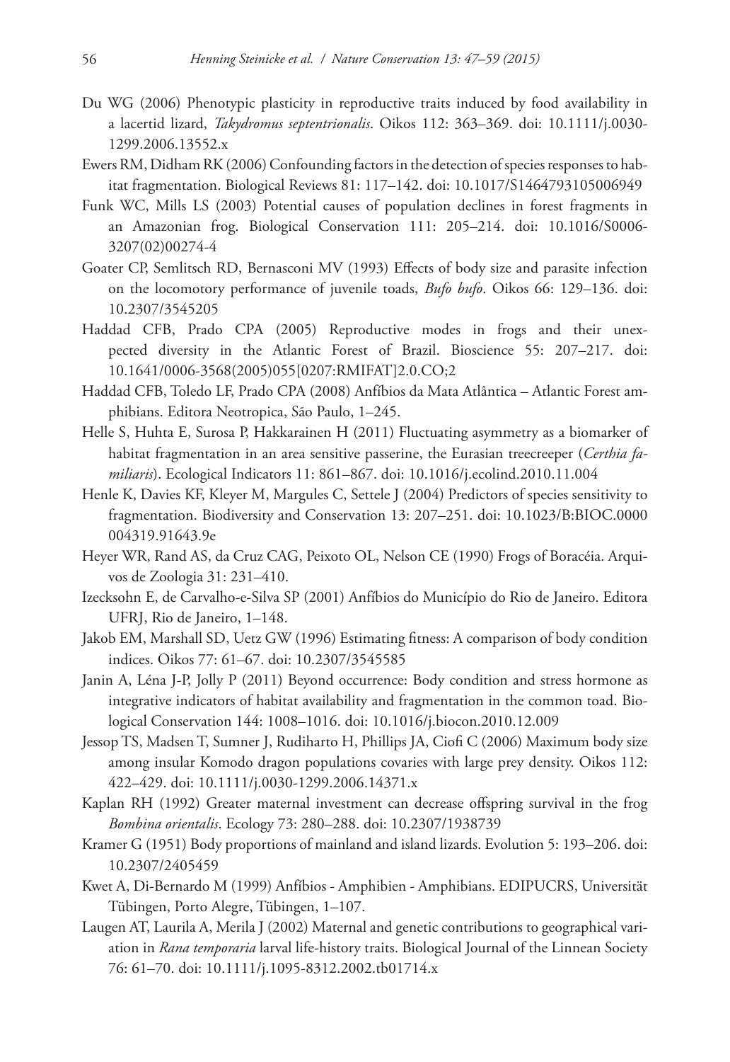Du WG (2006) Phenotypic plasticity in reproductive traits induced by food availability in a lacertid lizard, *Takydromus septentrionalis*. Oikos 112: 363–369. doi: 10.1111/j.0030-1299.2006.13552.x

Ewers RM, Didham RK (2006) Confounding factors in the detection of species responses to habitat fragmentation. Biological Reviews 81: 117–142. doi: 10.1017/S1464793105006949

Funk WC, Mills LS (2003) Potential causes of population declines in forest fragments in an Amazonian frog. Biological Conservation 111: 205–214. doi: 10.1016/S0006-3207(02)00274-4

Goater CP, Semlitsch RD, Bernasconi MV (1993) Effects of body size and parasite infection on the locomotory performance of juvenile toads, *Bufo bufo*. Oikos 66: 129–136. doi: 10.2307/3545205

Haddad CFB, Prado CPA (2005) Reproductive modes in frogs and their unexpected diversity in the Atlantic Forest of Brazil. Bioscience 55: 207–217. doi: 10.1641/0006-3568(2005)055[0207:RMIFAT]2.0.CO;2

Haddad CFB, Toledo LF, Prado CPA (2008) Anfíbios da Mata Atlântica – Atlantic Forest amphibians. Editora Neotropica, São Paulo, 1–245.

Helle S, Huhta E, Surosa P, Hakkarainen H (2011) Fluctuating asymmetry as a biomarker of habitat fragmentation in an area sensitive passerine, the Eurasian treecreeper (*Certhia familiaris*). Ecological Indicators 11: 861–867. doi: 10.1016/j.ecolind.2010.11.004

Henle K, Davies KF, Kleyer M, Margules C, Settele J (2004) Predictors of species sensitivity to fragmentation. Biodiversity and Conservation 13: 207–251. doi: 10.1023/B:BIOC.0000004319.91643.9e

Heyer WR, Rand AS, da Cruz CAG, Peixoto OL, Nelson CE (1990) Frogs of Boracéia. Arquivos de Zoologia 31: 231–410.

Izecksohn E, de Carvalho-e-Silva SP (2001) Anfíbios do Município do Rio de Janeiro. Editora UFRJ, Rio de Janeiro, 1–148.

Jakob EM, Marshall SD, Uetz GW (1996) Estimating fitness: A comparison of body condition indices. Oikos 77: 61–67. doi: 10.2307/3545585

Janin A, Léna J-P, Jolly P (2011) Beyond occurrence: Body condition and stress hormone as integrative indicators of habitat availability and fragmentation in the common toad. Biological Conservation 144: 1008–1016. doi: 10.1016/j.biocon.2010.12.009

Jessop TS, Madsen T, Sumner J, Rudiharto H, Phillips JA, Ciofi C (2006) Maximum body size among insular Komodo dragon populations covaries with large prey density. Oikos 112: 422–429. doi: 10.1111/j.0030-1299.2006.14371.x

Kaplan RH (1992) Greater maternal investment can decrease offspring survival in the frog *Bombina orientalis*. Ecology 73: 280–288. doi: 10.2307/1938739

Kramer G (1951) Body proportions of mainland and island lizards. Evolution 5: 193–206. doi: 10.2307/2405459

Kwet A, Di-Bernardo M (1999) Anfíbios - Amphibien - Amphibians. EDIPUCRS, Universität Tübingen, Porto Alegre, Tübingen, 1–107.

Laugen AT, Laurila A, Merila J (2002) Maternal and genetic contributions to geographical variation in *Rana temporaria* larval life-history traits. Biological Journal of the Linnean Society 76: 61–70. doi: 10.1111/j.1095-8312.2002.tb01714.x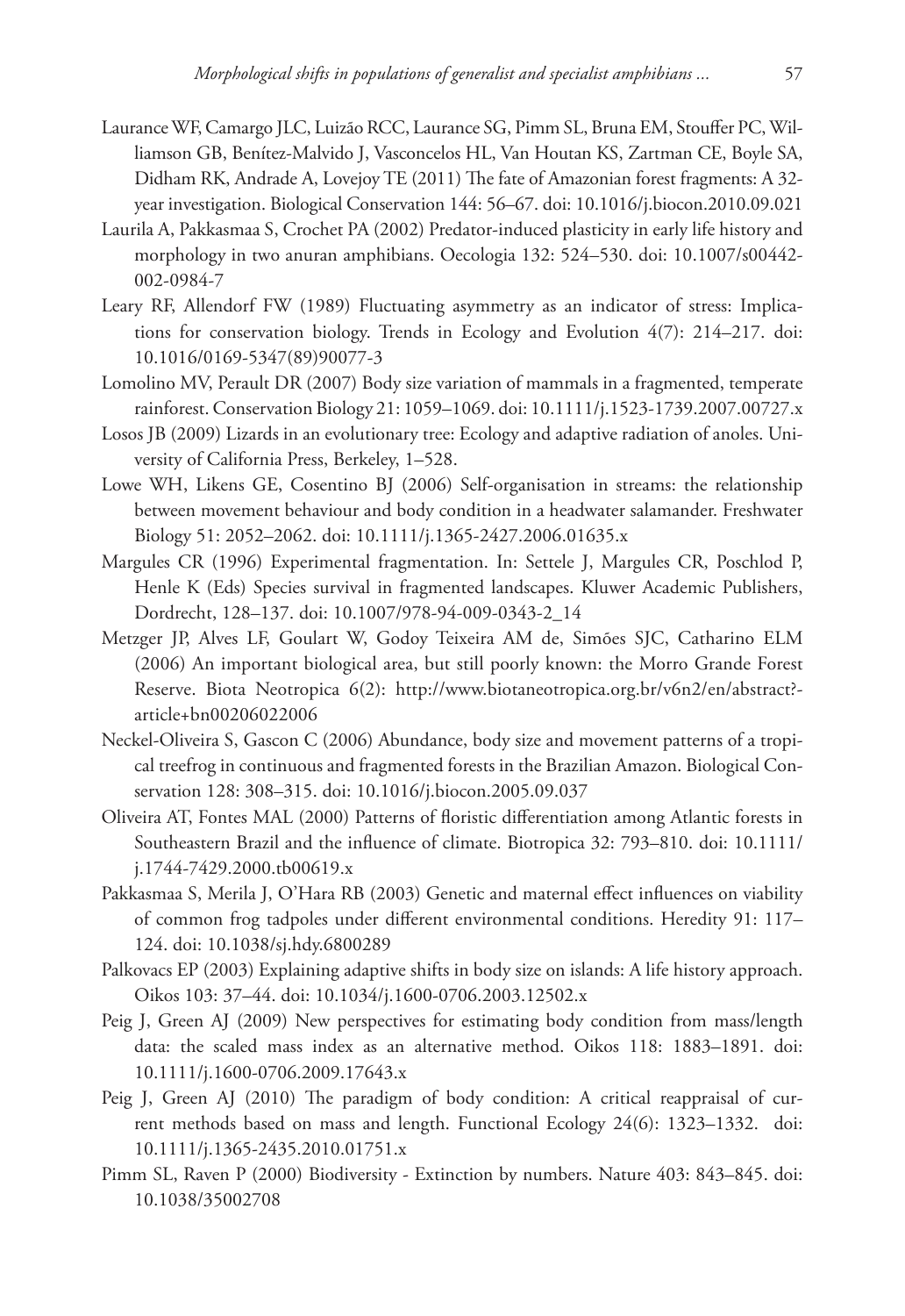Laurance WF, Camargo JLC, Luizão RCC, Laurance SG, Pimm SL, Bruna EM, Stouffer PC, Williamson GB, Benítez-Malvido J, Vasconcelos HL, Van Houtan KS, Zartman CE, Boyle SA, Didham RK, Andrade A, Lovejoy TE (2011) The fate of Amazonian forest fragments: A 32-year investigation. Biological Conservation 144: 56–67. doi: 10.1016/j.biocon.2010.09.021

Laurila A, Pakkasmaa S, Crochet PA (2002) Predator-induced plasticity in early life history and morphology in two anuran amphibians. Oecologia 132: 524–530. doi: 10.1007/s00442-002-0984-7

Leary RF, Allendorf FW (1989) Fluctuating asymmetry as an indicator of stress: Implications for conservation biology. Trends in Ecology and Evolution 4(7): 214–217. doi: 10.1016/0169-5347(89)90077-3

Lomolino MV, Perault DR (2007) Body size variation of mammals in a fragmented, temperate rainforest. Conservation Biology 21: 1059–1069. doi: 10.1111/j.1523-1739.2007.00727.x

Losos JB (2009) Lizards in an evolutionary tree: Ecology and adaptive radiation of anoles. University of California Press, Berkeley, 1–528.

Lowe WH, Likens GE, Cosentino BJ (2006) Self-organisation in streams: the relationship between movement behaviour and body condition in a headwater salamander. Freshwater Biology 51: 2052–2062. doi: 10.1111/j.1365-2427.2006.01635.x

Margules CR (1996) Experimental fragmentation. In: Settele J, Margules CR, Poschlod P, Henle K (Eds) Species survival in fragmented landscapes. Kluwer Academic Publishers, Dordrecht, 128–137. doi: 10.1007/978-94-009-0343-2_14

Metzger JP, Alves LF, Goulart W, Godoy Teixeira AM de, Simões SJC, Catharino ELM (2006) An important biological area, but still poorly known: the Morro Grande Forest Reserve. Biota Neotropica 6(2): http://www.biotaneotropica.org.br/v6n2/en/abstract?article+bn00206022006

Neckel-Oliveira S, Gascon C (2006) Abundance, body size and movement patterns of a tropical treefrog in continuous and fragmented forests in the Brazilian Amazon. Biological Conservation 128: 308–315. doi: 10.1016/j.biocon.2005.09.037

Oliveira AT, Fontes MAL (2000) Patterns of floristic differentiation among Atlantic forests in Southeastern Brazil and the influence of climate. Biotropica 32: 793–810. doi: 10.1111/j.1744-7429.2000.tb00619.x

Pakkasmaa S, Merila J, O'Hara RB (2003) Genetic and maternal effect influences on viability of common frog tadpoles under different environmental conditions. Heredity 91: 117–124. doi: 10.1038/sj.hdy.6800289

Palkovacs EP (2003) Explaining adaptive shifts in body size on islands: A life history approach. Oikos 103: 37–44. doi: 10.1034/j.1600-0706.2003.12502.x

Peig J, Green AJ (2009) New perspectives for estimating body condition from mass/length data: the scaled mass index as an alternative method. Oikos 118: 1883–1891. doi: 10.1111/j.1600-0706.2009.17643.x

Peig J, Green AJ (2010) The paradigm of body condition: A critical reappraisal of current methods based on mass and length. Functional Ecology 24(6): 1323–1332. doi: 10.1111/j.1365-2435.2010.01751.x

Pimm SL, Raven P (2000) Biodiversity - Extinction by numbers. Nature 403: 843–845. doi: 10.1038/35002708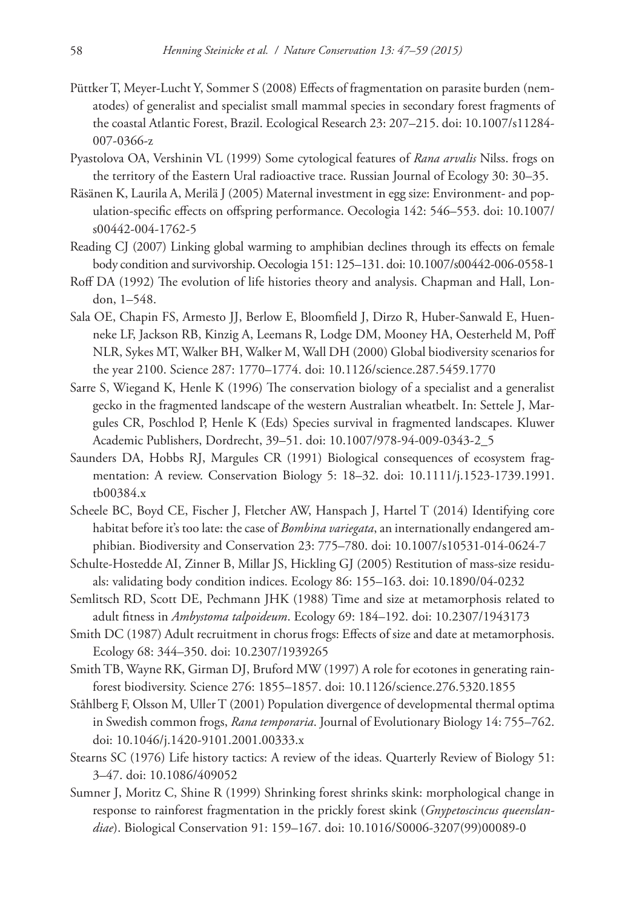Püttker T, Meyer-Lucht Y, Sommer S (2008) Effects of fragmentation on parasite burden (nematodes) of generalist and specialist small mammal species in secondary forest fragments of the coastal Atlantic Forest, Brazil. Ecological Research 23: 207–215. doi: 10.1007/s11284-007-0366-z

Pyastolova OA, Vershinin VL (1999) Some cytological features of *Rana arvalis* Nilss. frogs on the territory of the Eastern Ural radioactive trace. Russian Journal of Ecology 30: 30–35.

Räsänen K, Laurila A, Merilä J (2005) Maternal investment in egg size: Environment- and population-specific effects on offspring performance. Oecologia 142: 546–553. doi: 10.1007/s00442-004-1762-5

Reading CJ (2007) Linking global warming to amphibian declines through its effects on female body condition and survivorship. Oecologia 151: 125–131. doi: 10.1007/s00442-006-0558-1

Roff DA (1992) The evolution of life histories theory and analysis. Chapman and Hall, London, 1–548.

Sala OE, Chapin FS, Armesto JJ, Berlow E, Bloomfield J, Dirzo R, Huber-Sanwald E, Huenneke LF, Jackson RB, Kinzig A, Leemans R, Lodge DM, Mooney HA, Oesterheld M, Poff NLR, Sykes MT, Walker BH, Walker M, Wall DH (2000) Global biodiversity scenarios for the year 2100. Science 287: 1770–1774. doi: 10.1126/science.287.5459.1770

Sarre S, Wiegand K, Henle K (1996) The conservation biology of a specialist and a generalist gecko in the fragmented landscape of the western Australian wheatbelt. In: Settele J, Margules CR, Poschlod P, Henle K (Eds) Species survival in fragmented landscapes. Kluwer Academic Publishers, Dordrecht, 39–51. doi: 10.1007/978-94-009-0343-2_5

Saunders DA, Hobbs RJ, Margules CR (1991) Biological consequences of ecosystem fragmentation: A review. Conservation Biology 5: 18–32. doi: 10.1111/j.1523-1739.1991.tb00384.x

Scheele BC, Boyd CE, Fischer J, Fletcher AW, Hanspach J, Hartel T (2014) Identifying core habitat before it's too late: the case of *Bombina variegata*, an internationally endangered amphibian. Biodiversity and Conservation 23: 775–780. doi: 10.1007/s10531-014-0624-7

Schulte-Hostedde AI, Zinner B, Millar JS, Hickling GJ (2005) Restitution of mass-size residuals: validating body condition indices. Ecology 86: 155–163. doi: 10.1890/04-0232

Semlitsch RD, Scott DE, Pechmann JHK (1988) Time and size at metamorphosis related to adult fitness in *Ambystoma talpoideum*. Ecology 69: 184–192. doi: 10.2307/1943173

Smith DC (1987) Adult recruitment in chorus frogs: Effects of size and date at metamorphosis. Ecology 68: 344–350. doi: 10.2307/1939265

Smith TB, Wayne RK, Girman DJ, Bruford MW (1997) A role for ecotones in generating rainforest biodiversity. Science 276: 1855–1857. doi: 10.1126/science.276.5320.1855

Ståhlberg F, Olsson M, Uller T (2001) Population divergence of developmental thermal optima in Swedish common frogs, *Rana temporaria*. Journal of Evolutionary Biology 14: 755–762. doi: 10.1046/j.1420-9101.2001.00333.x

Stearns SC (1976) Life history tactics: A review of the ideas. Quarterly Review of Biology 51: 3–47. doi: 10.1086/409052

Sumner J, Moritz C, Shine R (1999) Shrinking forest shrinks skink: morphological change in response to rainforest fragmentation in the prickly forest skink (*Gnypetoscincus queenslandiae*). Biological Conservation 91: 159–167. doi: 10.1016/S0006-3207(99)00089-0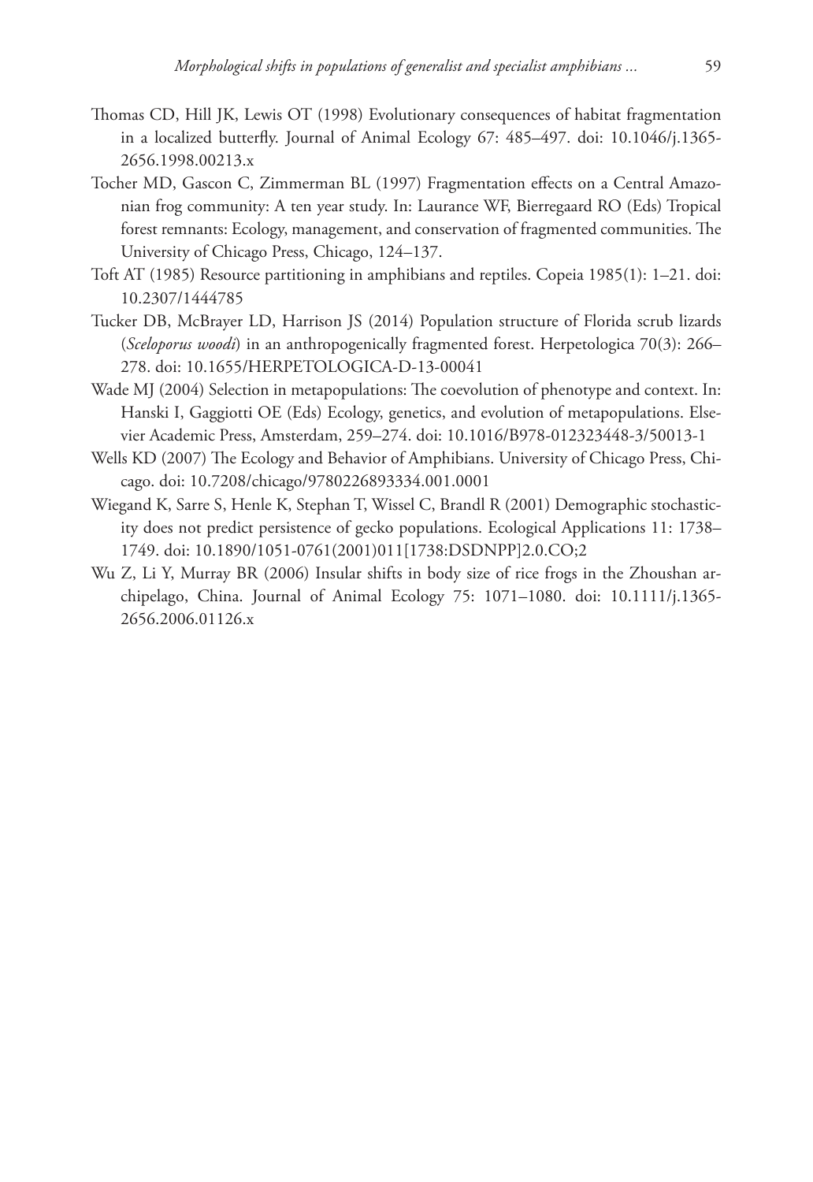Thomas CD, Hill JK, Lewis OT (1998) Evolutionary consequences of habitat fragmentation in a localized butterfly. Journal of Animal Ecology 67: 485–497. doi: 10.1046/j.1365-2656.1998.00213.x

Tocher MD, Gascon C, Zimmerman BL (1997) Fragmentation effects on a Central Amazonian frog community: A ten year study. In: Laurance WF, Bierregaard RO (Eds) Tropical forest remnants: Ecology, management, and conservation of fragmented communities. The University of Chicago Press, Chicago, 124–137.

Toft AT (1985) Resource partitioning in amphibians and reptiles. Copeia 1985(1): 1–21. doi: 10.2307/1444785

Tucker DB, McBrayer LD, Harrison JS (2014) Population structure of Florida scrub lizards (*Sceloporus woodi*) in an anthropogenically fragmented forest. Herpetologica 70(3): 266–278. doi: 10.1655/HERPETOLOGICA-D-13-00041

Wade MJ (2004) Selection in metapopulations: The coevolution of phenotype and context. In: Hanski I, Gaggiotti OE (Eds) Ecology, genetics, and evolution of metapopulations. Elsevier Academic Press, Amsterdam, 259–274. doi: 10.1016/B978-012323448-3/50013-1

Wells KD (2007) The Ecology and Behavior of Amphibians. University of Chicago Press, Chicago. doi: 10.7208/chicago/9780226893334.001.0001

Wiegand K, Sarre S, Henle K, Stephan T, Wissel C, Brandl R (2001) Demographic stochasticity does not predict persistence of gecko populations. Ecological Applications 11: 1738–1749. doi: 10.1890/1051-0761(2001)011[1738:DSDNPP]2.0.CO;2

Wu Z, Li Y, Murray BR (2006) Insular shifts in body size of rice frogs in the Zhoushan archipelago, China. Journal of Animal Ecology 75: 1071–1080. doi: 10.1111/j.1365-2656.2006.01126.x